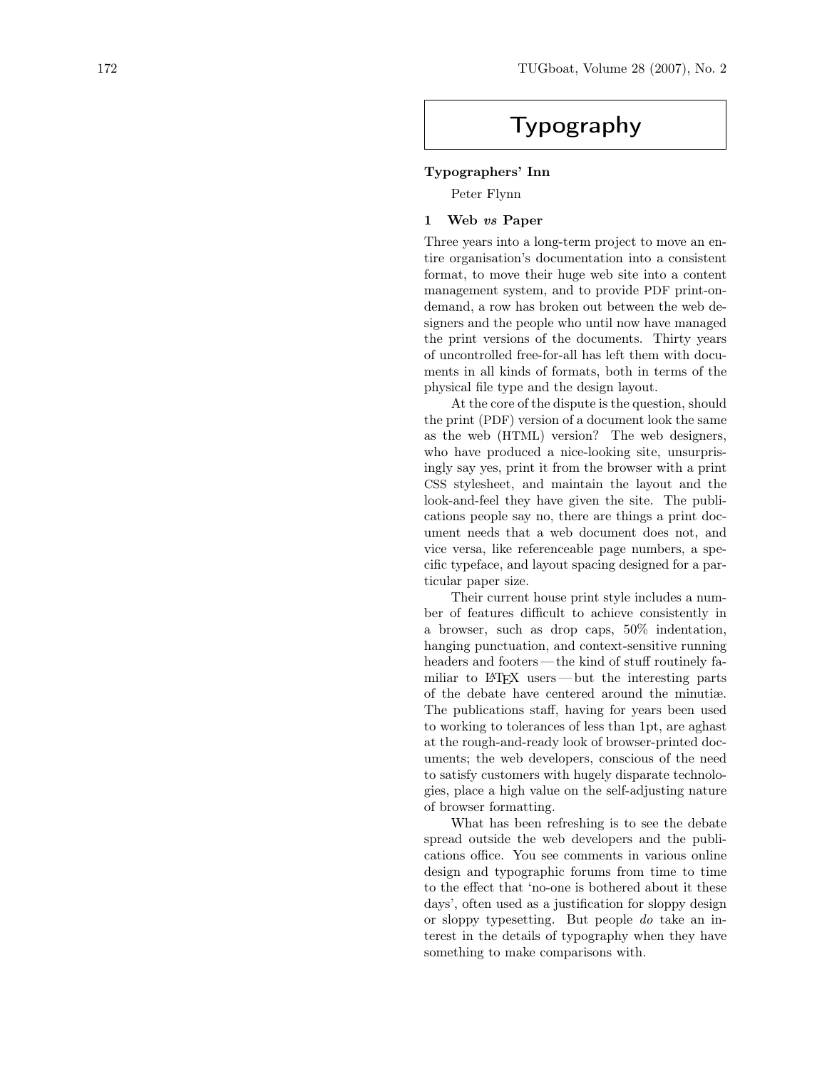# Typography

## Typographers' Inn

Peter Flynn

### 1 Web *vs* Paper

Three years into a long-term project to move an entire organisation's documentation into a consistent format, to move their huge web site into a content management system, and to provide PDF print-on-demand, a row has broken out between the web designers and the people who until now have managed the print versions of the documents. Thirty years of uncontrolled free-for-all has left them with documents in all kinds of formats, both in terms of the physical file type and the design layout.

At the core of the dispute is the question, should the print (PDF) version of a document look the same as the web (HTML) version? The web designers, who have produced a nice-looking site, unsurprisingly say yes, print it from the browser with a print CSS stylesheet, and maintain the layout and the look-and-feel they have given the site. The publications people say no, there are things a print document needs that a web document does not, and vice versa, like referenceable page numbers, a specific typeface, and layout spacing designed for a particular paper size.

Their current house print style includes a number of features difficult to achieve consistently in a browser, such as drop caps, 50% indentation, hanging punctuation, and context-sensitive running headers and footers — the kind of stuff routinely familiar to LaTeX users — but the interesting parts of the debate have centered around the minutiæ. The publications staff, having for years been used to working to tolerances of less than 1pt, are aghast at the rough-and-ready look of browser-printed documents; the web developers, conscious of the need to satisfy customers with hugely disparate technologies, place a high value on the self-adjusting nature of browser formatting.

What has been refreshing is to see the debate spread outside the web developers and the publications office. You see comments in various online design and typographic forums from time to time to the effect that 'no-one is bothered about it these days', often used as a justification for sloppy design or sloppy typesetting. But people *do* take an interest in the details of typography when they have something to make comparisons with.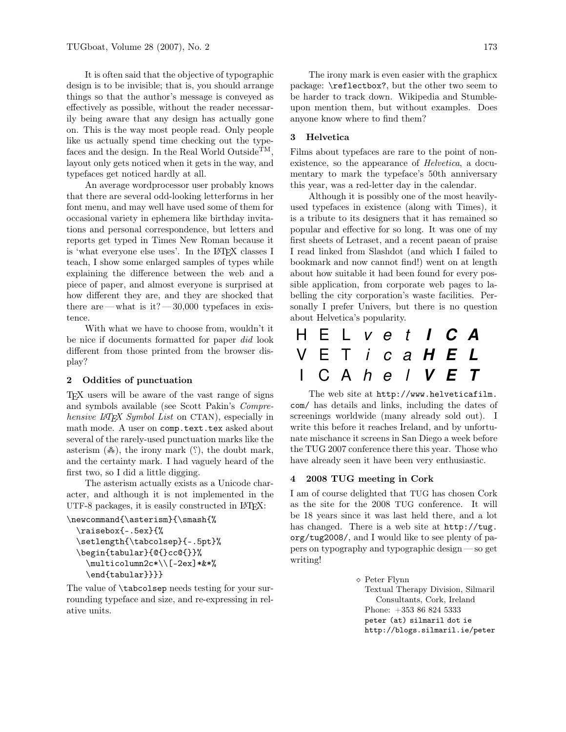It is often said that the objective of typographic design is to be invisible; that is, you should arrange things so that the author's message is conveyed as effectively as possible, without the reader necessarily being aware that any design has actually gone on. This is the way most people read. Only people like us actually spend time checking out the typefaces and the design. In the Real World Outside™, layout only gets noticed when it gets in the way, and typefaces get noticed hardly at all.

An average wordprocessor user probably knows that there are several odd-looking letterforms in her font menu, and may well have used some of them for occasional variety in ephemera like birthday invitations and personal correspondence, but letters and reports get typed in Times New Roman because it is 'what everyone else uses'. In the LaTeX classes I teach, I show some enlarged samples of types while explaining the difference between the web and a piece of paper, and almost everyone is surprised at how different they are, and they are shocked that there are — what is it? — 30,000 typefaces in existence.

With what we have to choose from, wouldn't it be nice if documents formatted for paper *did* look different from those printed from the browser display?

## 2 Oddities of punctuation

TeX users will be aware of the vast range of signs and symbols available (see Scott Pakin's *Comprehensive LaTeX Symbol List* on CTAN), especially in math mode. A user on `comp.text.tex` asked about several of the rarely-used punctuation marks like the asterism (⁂), the irony mark (⸮), the doubt mark, and the certainty mark. I had vaguely heard of the first two, so I did a little digging.

The asterism actually exists as a Unicode character, and although it is not implemented in the UTF-8 packages, it is easily constructed in LaTeX:

```
\newcommand{\asterism}{\smash{%
  \raisebox{-.5ex}{%
  \setlength{\tabcolsep}{-.5pt}%
  \begin{tabular}{@{}cc@{}}%
    \multicolumn2c*\\[-2ex]*&*%
    \end{tabular}}}}
```

The value of `\tabcolsep` needs testing for your surrounding typeface and size, and re-expressing in relative units.

The irony mark is even easier with the graphicx package: `\reflectbox?`, but the other two seem to be harder to track down. Wikipedia and Stumbleupon mention them, but without examples. Does anyone know where to find them?

## 3 Helvetica

Films about typefaces are rare to the point of non-existence, so the appearance of *Helvetica*, a documentary to mark the typeface's 50th anniversary this year, was a red-letter day in the calendar.

Although it is possibly one of the most heavily-used typefaces in existence (along with Times), it is a tribute to its designers that it has remained so popular and effective for so long. It was one of my first sheets of Letraset, and a recent paean of praise I read linked from Slashdot (and which I failed to bookmark and now cannot find!) went on at length about how suitable it had been found for every possible application, from corporate web pages to labelling the city corporation's waste facilities. Personally I prefer Univers, but there is no question about Helvetica's popularity.

H E L *v e t* ***I C A***
V E T *i c a* ***H E L***
I C A *h e l* ***V E T***

The web site at `http://www.helveticafilm.com/` has details and links, including the dates of screenings worldwide (many already sold out). I write this before it reaches Ireland, and by unfortunate mischance it screens in San Diego a week before the TUG 2007 conference there this year. Those who have already seen it have been very enthusiastic.

## 4 2008 TUG meeting in Cork

I am of course delighted that TUG has chosen Cork as the site for the 2008 TUG conference. It will be 18 years since it was last held there, and a lot has changed. There is a web site at `http://tug.org/tug2008/`, and I would like to see plenty of papers on typography and typographic design — so get writing!

◇ Peter Flynn
Textual Therapy Division, Silmaril Consultants, Cork, Ireland
Phone: +353 86 824 5333
`peter (at) silmaril dot ie`
`http://blogs.silmaril.ie/peter`